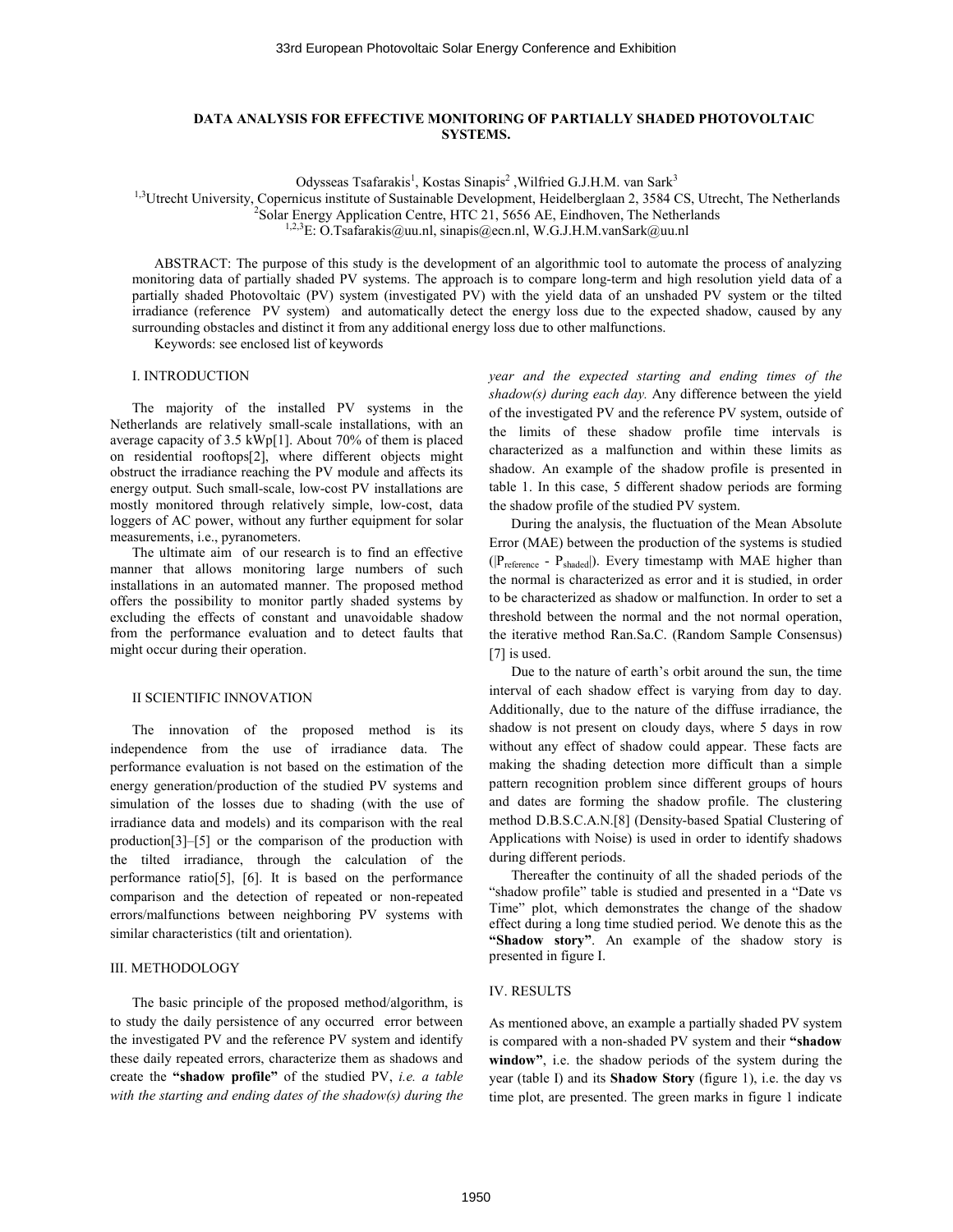# DATA ANALYSIS FOR EFFECTIVE MONITORING OF PARTIALLY SHADED PHOTOVOLTAIC SYSTEMS.

Odysseas Tsafarakis[1], Kostas Sinapis[2], Wilfried G.J.H.M. van Sark[3]

[1,3]Utrecht University, Copernicus institute of Sustainable Development, Heidelberglaan 2, 3584 CS, Utrecht, The Netherlands
[2]Solar Energy Application Centre, HTC 21, 5656 AE, Eindhoven, The Netherlands
[1,2,3]E: O.Tsafarakis@uu.nl, sinapis@ecn.nl, W.G.J.H.M.vanSark@uu.nl

ABSTRACT: The purpose of this study is the development of an algorithmic tool to automate the process of analyzing monitoring data of partially shaded PV systems. The approach is to compare long-term and high resolution yield data of a partially shaded Photovoltaic (PV) system (investigated PV) with the yield data of an unshaded PV system or the tilted irradiance (reference PV system) and automatically detect the energy loss due to the expected shadow, caused by any surrounding obstacles and distinct it from any additional energy loss due to other malfunctions.

Keywords: see enclosed list of keywords

## I. INTRODUCTION

The majority of the installed PV systems in the Netherlands are relatively small-scale installations, with an average capacity of 3.5 kWp[1]. About 70% of them is placed on residential rooftops[2], where different objects might obstruct the irradiance reaching the PV module and affects its energy output. Such small-scale, low-cost PV installations are mostly monitored through relatively simple, low-cost, data loggers of AC power, without any further equipment for solar measurements, i.e., pyranometers.

The ultimate aim of our research is to find an effective manner that allows monitoring large numbers of such installations in an automated manner. The proposed method offers the possibility to monitor partly shaded systems by excluding the effects of constant and unavoidable shadow from the performance evaluation and to detect faults that might occur during their operation.

## II SCIENTIFIC INNOVATION

The innovation of the proposed method is its independence from the use of irradiance data. The performance evaluation is not based on the estimation of the energy generation/production of the studied PV systems and simulation of the losses due to shading (with the use of irradiance data and models) and its comparison with the real production[3]–[5] or the comparison of the production with the tilted irradiance, through the calculation of the performance ratio[5], [6]. It is based on the performance comparison and the detection of repeated or non-repeated errors/malfunctions between neighboring PV systems with similar characteristics (tilt and orientation).

## III. METHODOLOGY

The basic principle of the proposed method/algorithm, is to study the daily persistence of any occurred error between the investigated PV and the reference PV system, and identify these daily repeated errors, characterize them as shadows and create the **"shadow profile"** of the studied PV, *i.e. a table with the starting and ending dates of the shadow(s) during the year and the expected starting and ending times of the shadow(s) during each day.* Any difference between the yield of the investigated PV and the reference PV system, outside of the limits of these shadow profile time intervals is characterized as a malfunction and within these limits as shadow. An example of the shadow profile is presented in table 1. In this case, 5 different shadow periods are forming the shadow profile of the studied PV system.

During the analysis, the fluctuation of the Mean Absolute Error (MAE) between the production of the systems is studied ($|P_{reference} - P_{shaded}|$). Every timestamp with MAE higher than the normal is characterized as error and it is studied, in order to be characterized as shadow or malfunction. In order to set a threshold between the normal and the not normal operation, the iterative method Ran.Sa.C. (Random Sample Consensus) [7] is used.

Due to the nature of earth's orbit around the sun, the time interval of each shadow effect is varying from day to day. Additionally, due to the nature of the diffuse irradiance, the shadow is not present on cloudy days, where 5 days in row without any effect of shadow could appear. These facts are making the shading detection more difficult than a simple pattern recognition problem since different groups of hours and dates are forming the shadow profile. The clustering method D.B.S.C.A.N.[8] (Density-based Spatial Clustering of Applications with Noise) is used in order to identify shadows during different periods.

Thereafter the continuity of all the shaded periods of the "shadow profile" table is studied and presented in a "Date vs Time" plot, which demonstrates the change of the shadow effect during a long time studied period. We denote this as the **"Shadow story"**. An example of the shadow story is presented in figure I.

## IV. RESULTS

As mentioned above, an example a partially shaded PV system is compared with a non-shaded PV system and their **"shadow window"**, i.e. the shadow periods of the system during the year (table I) and its **Shadow Story** (figure 1), i.e. the day vs time plot, are presented. The green marks in figure 1 indicate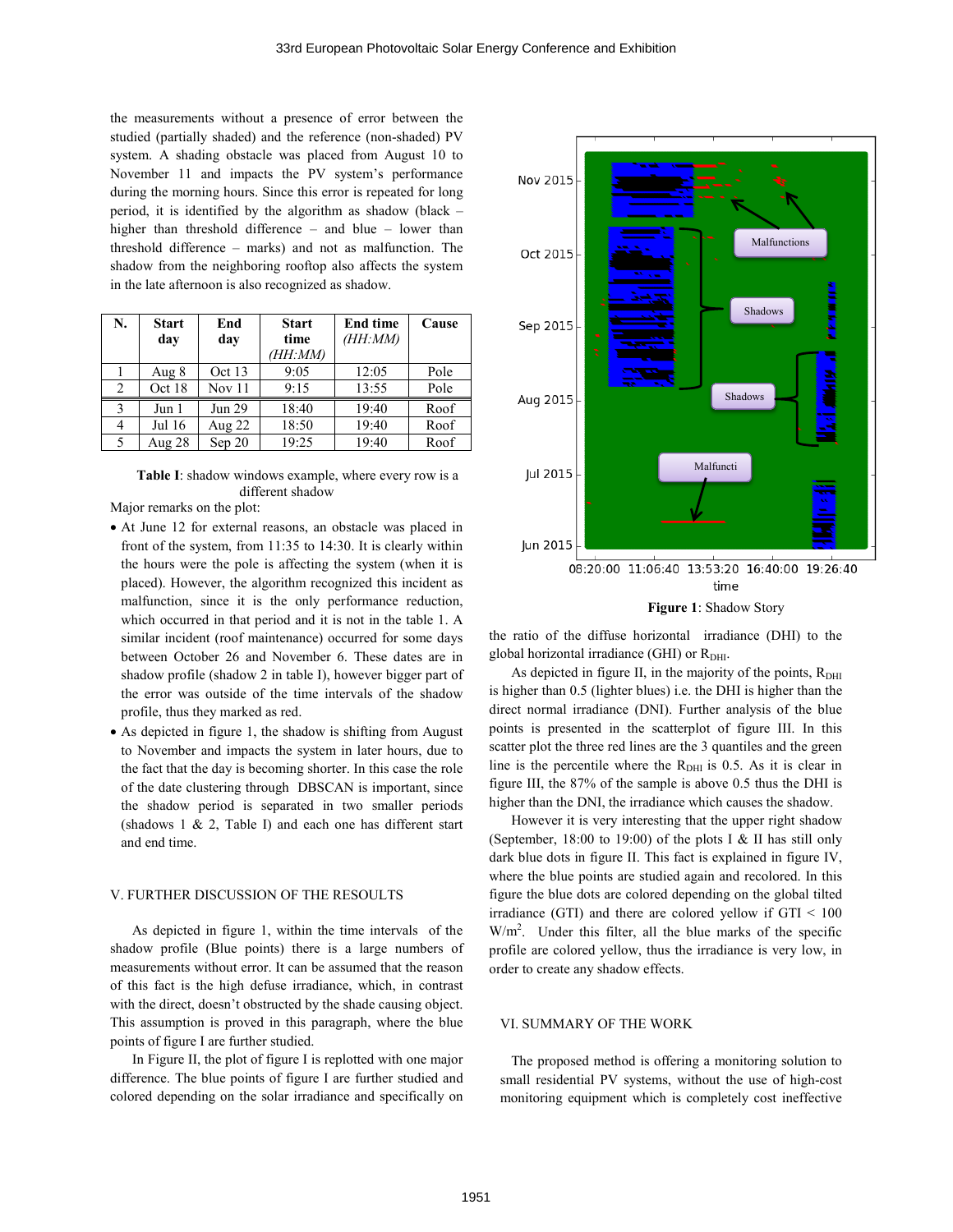the measurements without a presence of error between the studied (partially shaded) and the reference (non-shaded) PV system. A shading obstacle was placed from August 10 to November 11 and impacts the PV system's performance during the morning hours. Since this error is repeated for long period, it is identified by the algorithm as shadow (black – higher than threshold difference – and blue – lower than threshold difference – marks) and not as malfunction. The shadow from the neighboring rooftop also affects the system in the late afternoon is also recognized as shadow.

| N. | Start day | End day | Start time *(HH:MM)* | End time *(HH:MM)* | Cause |
|---|---|---|---|---|---|
| 1 | Aug 8 | Oct 13 | 9:05 | 12:05 | Pole |
| 2 | Oct 18 | Nov 11 | 9:15 | 13:55 | Pole |
| 3 | Jun 1 | Jun 29 | 18:40 | 19:40 | Roof |
| 4 | Jul 16 | Aug 22 | 18:50 | 19:40 | Roof |
| 5 | Aug 28 | Sep 20 | 19:25 | 19:40 | Roof |

**Table I**: shadow windows example, where every row is a different shadow

Major remarks on the plot:

- At June 12 for external reasons, an obstacle was placed in front of the system, from 11:35 to 14:30. It is clearly within the hours were the pole is affecting the system (when it is placed). However, the algorithm recognized this incident as malfunction, since it is the only performance reduction, which occurred in that period and it is not in the table 1. A similar incident (roof maintenance) occurred for some days between October 26 and November 6. These dates are in shadow profile (shadow 2 in table I), however bigger part of the error was outside of the time intervals of the shadow profile, thus they marked as red.
- As depicted in figure 1, the shadow is shifting from August to November and impacts the system in later hours, due to the fact that the day is becoming shorter. In this case the role of the date clustering through DBSCAN is important, since the shadow period is separated in two smaller periods (shadows 1 & 2, Table I) and each one has different start and end time.

## V. FURTHER DISCUSSION OF THE RESOULTS

As depicted in figure 1, within the time intervals of the shadow profile (Blue points) there is a large numbers of measurements without error. It can be assumed that the reason of this fact is the high defuse irradiance, which, in contrast with the direct, doesn't obstructed by the shade causing object. This assumption is proved in this paragraph, where the blue points of figure I are further studied.

In Figure II, the plot of figure I is replotted with one major difference. The blue points of figure I are further studied and colored depending on the solar irradiance and specifically on the ratio of the diffuse horizontal irradiance (DHI) to the global horizontal irradiance (GHI) or $R_{DHI}$.

**Figure 1**: Shadow Story

As depicted in figure II, in the majority of the points, $R_{DHI}$ is higher than 0.5 (lighter blues) i.e. the DHI is higher than the direct normal irradiance (DNI). Further analysis of the blue points is presented in the scatterplot of figure III. In this scatter plot the three red lines are the 3 quantiles and the green line is the percentile where the $R_{DHI}$ is 0.5. As it is clear in figure III, the 87% of the sample is above 0.5 thus the DHI is higher than the DNI, the irradiance which causes the shadow.

However it is very interesting that the upper right shadow (September, 18:00 to 19:00) of the plots I & II has still only dark blue dots in figure II. This fact is explained in figure IV, where the blue points are studied again and recolored. In this figure the blue dots are colored depending on the global tilted irradiance (GTI) and there are colored yellow if GTI < 100 W/m$^2$. Under this filter, all the blue marks of the specific profile are colored yellow, thus the irradiance is very low, in order to create any shadow effects.

## VI. SUMMARY OF THE WORK

The proposed method is offering a monitoring solution to small residential PV systems, without the use of high-cost monitoring equipment which is completely cost ineffective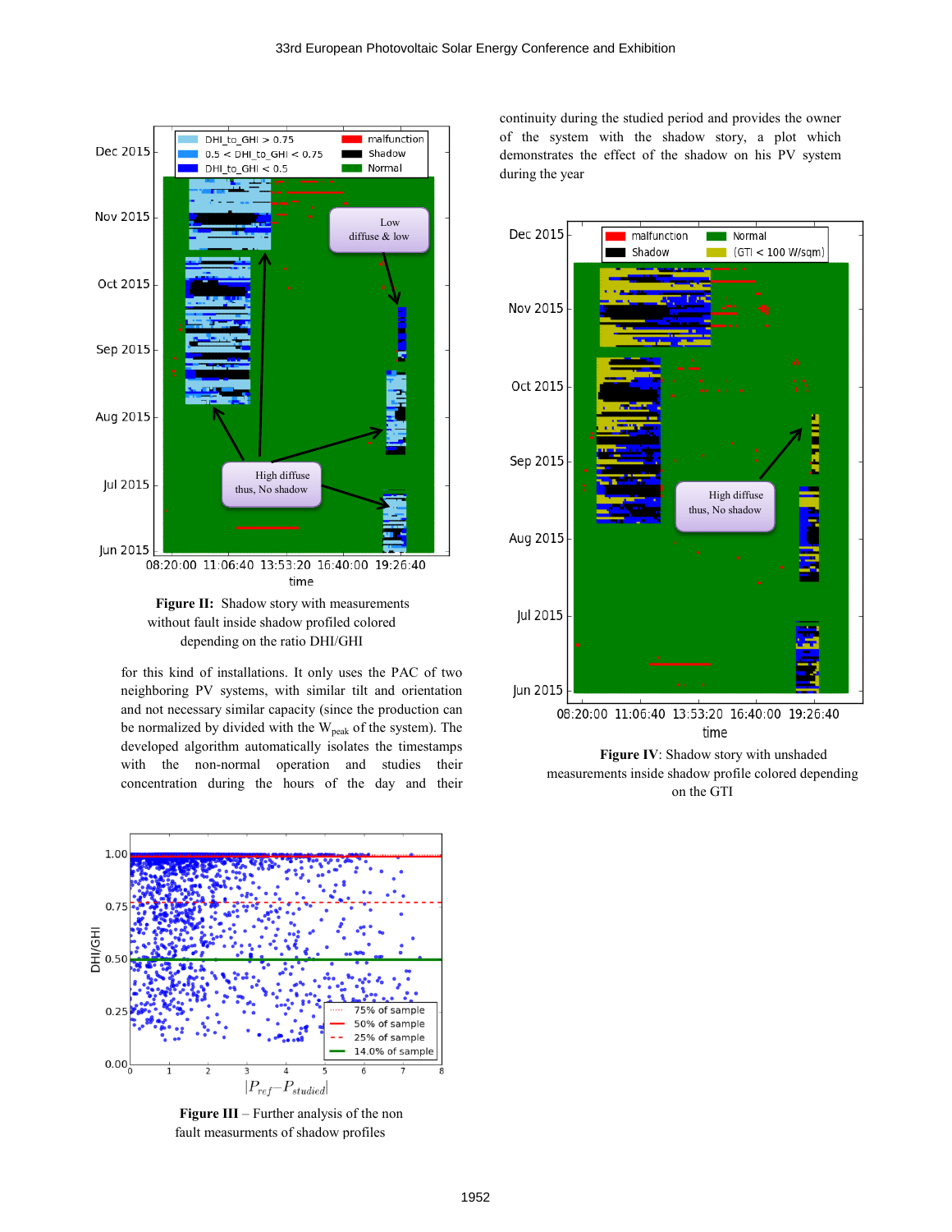**Figure II:** Shadow story with measurements without fault inside shadow profiled colored depending on the ratio DHI/GHI

for this kind of installations. It only uses the PAC of two neighboring PV systems, with similar tilt and orientation and not necessary similar capacity (since the production can be normalized by divided with the $W_{peak}$ of the system). The developed algorithm automatically isolates the timestamps with the non-normal operation and studies their concentration during the hours of the day and their continuity during the studied period and provides the owner of the system with the shadow story, a plot which demonstrates the effect of the shadow on his PV system during the year

**Figure III** – Further analysis of the non fault measurments of shadow profiles

**Figure IV**: Shadow story with unshaded measurements inside shadow profile colored depending on the GTI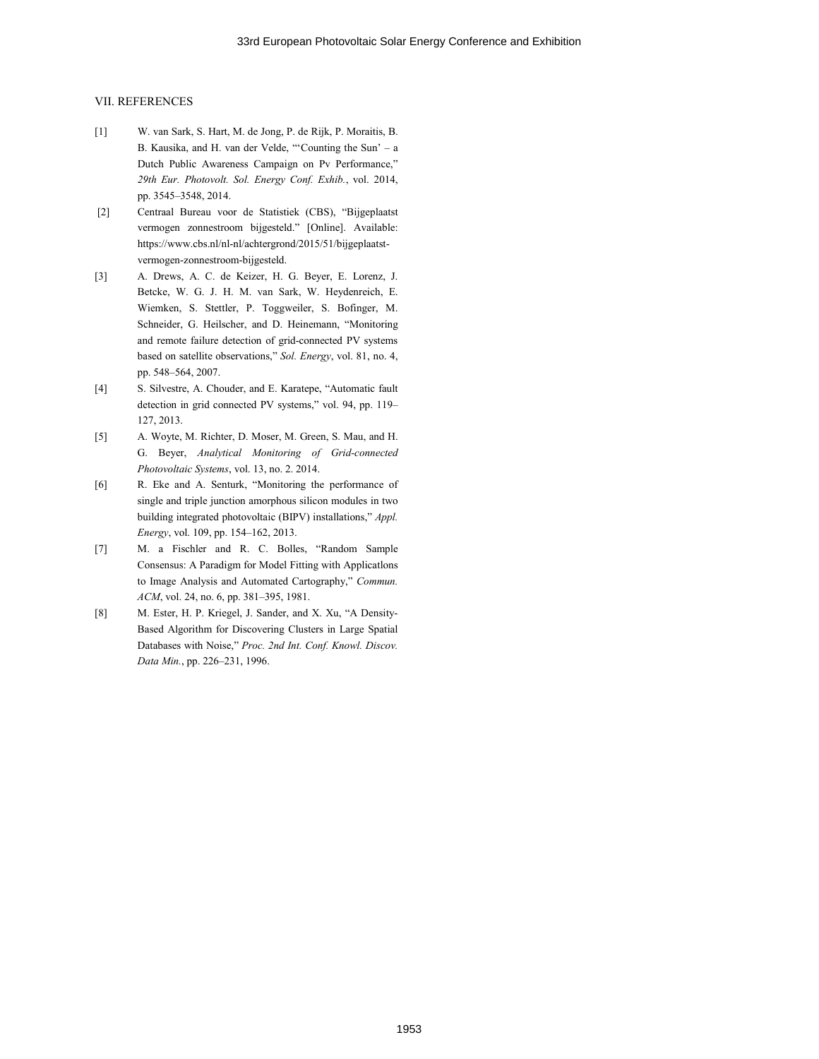## VII. REFERENCES

[1] W. van Sark, S. Hart, M. de Jong, P. de Rijk, P. Moraitis, B. B. Kausika, and H. van der Velde, "'Counting the Sun' – a Dutch Public Awareness Campaign on Pv Performance," *29th Eur. Photovolt. Sol. Energy Conf. Exhib.*, vol. 2014, pp. 3545–3548, 2014.

[2] Centraal Bureau voor de Statistiek (CBS), "Bijgeplaatst vermogen zonnestroom bijgesteld." [Online]. Available: https://www.cbs.nl/nl-nl/achtergrond/2015/51/bijgeplaatst-vermogen-zonnestroom-bijgesteld.

[3] A. Drews, A. C. de Keizer, H. G. Beyer, E. Lorenz, J. Betcke, W. G. J. H. M. van Sark, W. Heydenreich, E. Wiemken, S. Stettler, P. Toggweiler, S. Bofinger, M. Schneider, G. Heilscher, and D. Heinemann, "Monitoring and remote failure detection of grid-connected PV systems based on satellite observations," *Sol. Energy*, vol. 81, no. 4, pp. 548–564, 2007.

[4] S. Silvestre, A. Chouder, and E. Karatepe, "Automatic fault detection in grid connected PV systems," vol. 94, pp. 119–127, 2013.

[5] A. Woyte, M. Richter, D. Moser, M. Green, S. Mau, and H. G. Beyer, *Analytical Monitoring of Grid-connected Photovoltaic Systems*, vol. 13, no. 2. 2014.

[6] R. Eke and A. Senturk, "Monitoring the performance of single and triple junction amorphous silicon modules in two building integrated photovoltaic (BIPV) installations," *Appl. Energy*, vol. 109, pp. 154–162, 2013.

[7] M. a Fischler and R. C. Bolles, "Random Sample Consensus: A Paradigm for Model Fitting with Applicatlons to Image Analysis and Automated Cartography," *Commun. ACM*, vol. 24, no. 6, pp. 381–395, 1981.

[8] M. Ester, H. P. Kriegel, J. Sander, and X. Xu, "A Density-Based Algorithm for Discovering Clusters in Large Spatial Databases with Noise," *Proc. 2nd Int. Conf. Knowl. Discov. Data Min.*, pp. 226–231, 1996.